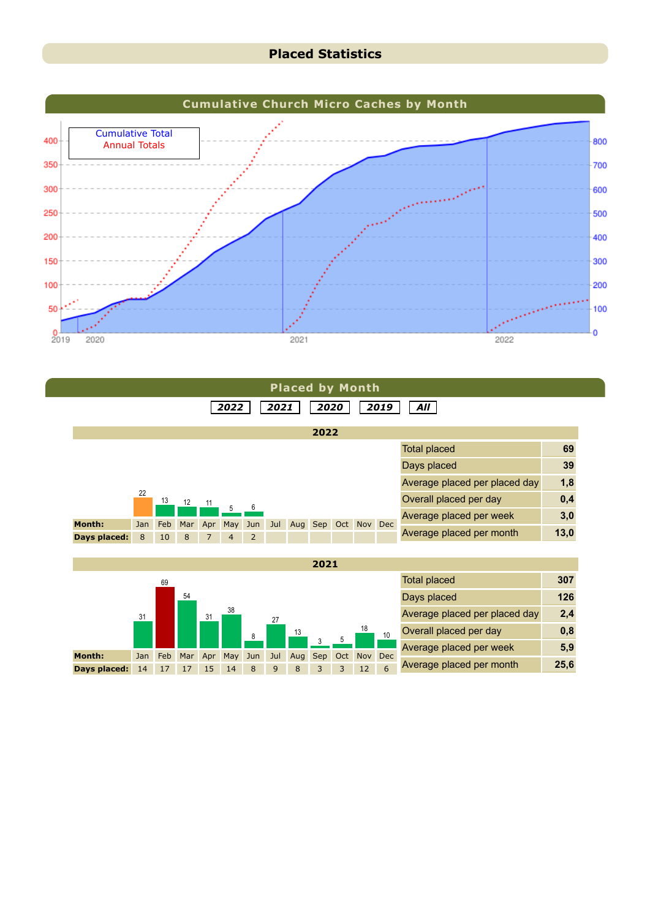# Placed Statistics

## Cumulative Church Micro Caches by Month

Cumulative Total
Annual Totals

## Placed by Month

2022 | 2021 | 2020 | 2019 | All

### 2022

| Month: | Jan | Feb | Mar | Apr | May | Jun | Jul | Aug | Sep | Oct | Nov | Dec |
|---|---|---|---|---|---|---|---|---|---|---|---|---|
| Placed | 22 | 13 | 12 | 11 | 5 | 6 | | | | | | |
| Days placed: | 8 | 10 | 8 | 7 | 4 | 2 | | | | | | |

| | |
|---|---|
| Total placed | 69 |
| Days placed | 39 |
| Average placed per placed day | 1,8 |
| Overall placed per day | 0,4 |
| Average placed per week | 3,0 |
| Average placed per month | 13,0 |

### 2021

| Month: | Jan | Feb | Mar | Apr | May | Jun | Jul | Aug | Sep | Oct | Nov | Dec |
|---|---|---|---|---|---|---|---|---|---|---|---|---|
| Placed | 31 | 69 | 54 | 31 | 38 | 8 | 27 | 13 | 3 | 5 | 18 | 10 |
| Days placed: | 14 | 17 | 17 | 15 | 14 | 8 | 9 | 8 | 3 | 3 | 12 | 6 |

| | |
|---|---|
| Total placed | 307 |
| Days placed | 126 |
| Average placed per placed day | 2,4 |
| Overall placed per day | 0,8 |
| Average placed per week | 5,9 |
| Average placed per month | 25,6 |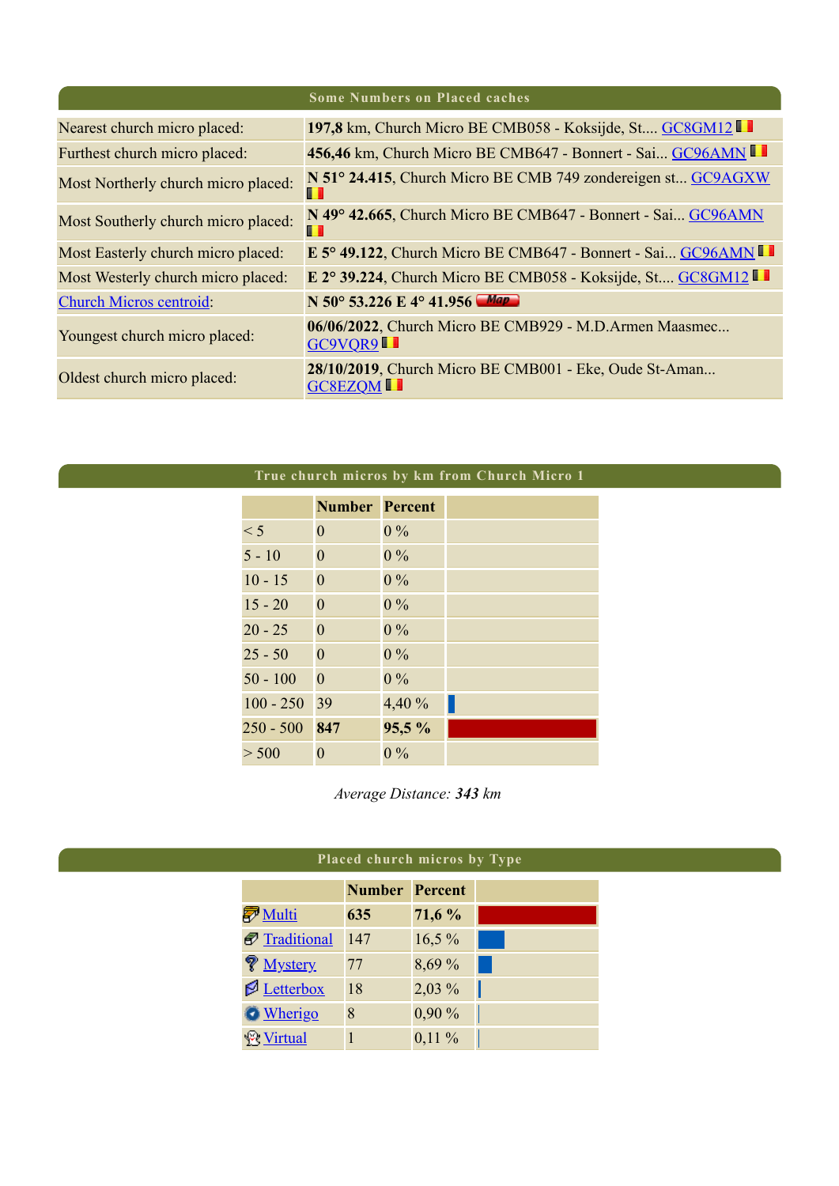## Some Numbers on Placed caches

| | |
|---|---|
| Nearest church micro placed: | **197,8** km, Church Micro BE CMB058 - Koksijde, St.... GC8GM12 |
| Furthest church micro placed: | **456,46** km, Church Micro BE CMB647 - Bonnert - Sai... GC96AMN |
| Most Northerly church micro placed: | **N 51° 24.415**, Church Micro BE CMB 749 zondereigen st... GC9AGXW |
| Most Southerly church micro placed: | **N 49° 42.665**, Church Micro BE CMB647 - Bonnert - Sai... GC96AMN |
| Most Easterly church micro placed: | **E 5° 49.122**, Church Micro BE CMB647 - Bonnert - Sai... GC96AMN |
| Most Westerly church micro placed: | **E 2° 39.224**, Church Micro BE CMB058 - Koksijde, St.... GC8GM12 |
| Church Micros centroid: | **N 50° 53.226 E 4° 41.956** Map |
| Youngest church micro placed: | **06/06/2022**, Church Micro BE CMB929 - M.D.Armen Maasmec... GC9VQR9 |
| Oldest church micro placed: | **28/10/2019**, Church Micro BE CMB001 - Eke, Oude St-Aman... GC8EZQM |

## True church micros by km from Church Micro 1

| | Number | Percent |
|---|---|---|
| < 5 | 0 | 0 % |
| 5 - 10 | 0 | 0 % |
| 10 - 15 | 0 | 0 % |
| 15 - 20 | 0 | 0 % |
| 20 - 25 | 0 | 0 % |
| 25 - 50 | 0 | 0 % |
| 50 - 100 | 0 | 0 % |
| 100 - 250 | 39 | 4,40 % |
| 250 - 500 | **847** | **95,5 %** |
| > 500 | 0 | 0 % |

*Average Distance: **343** km*

## Placed church micros by Type

| | Number | Percent |
|---|---|---|
| Multi | **635** | **71,6 %** |
| Traditional | 147 | 16,5 % |
| Mystery | 77 | 8,69 % |
| Letterbox | 18 | 2,03 % |
| Wherigo | 8 | 0,90 % |
| Virtual | 1 | 0,11 % |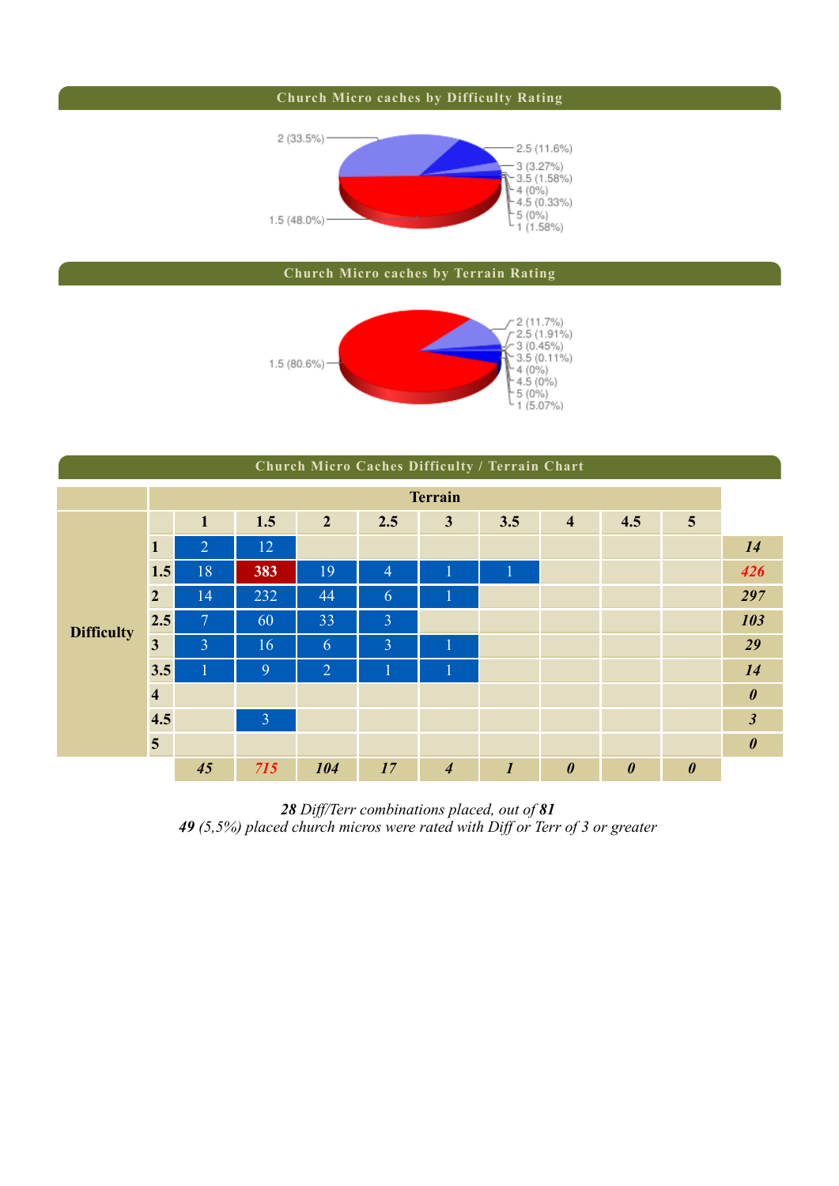## Church Micro caches by Difficulty Rating

2 (33.5%)
2.5 (11.6%)
3 (3.27%)
3.5 (1.58%)
4 (0%)
4.5 (0.33%)
5 (0%)
1 (1.58%)
1.5 (48.0%)

## Church Micro caches by Terrain Rating

2 (11.7%)
2.5 (1.91%)
3 (0.45%)
3.5 (0.11%)
4 (0%)
4.5 (0%)
5 (0%)
1 (5.07%)
1.5 (80.6%)

## Church Micro Caches Difficulty / Terrain Chart

| | | Terrain | | | | | | | | | |
|---|---|---|---|---|---|---|---|---|---|---|---|
| | | 1 | 1.5 | 2 | 2.5 | 3 | 3.5 | 4 | 4.5 | 5 | |
| Difficulty | 1 | 2 | 12 | | | | | | | | *14* |
| | 1.5 | 18 | 383 | 19 | 4 | 1 | 1 | | | | *426* |
| | 2 | 14 | 232 | 44 | 6 | 1 | | | | | *297* |
| | 2.5 | 7 | 60 | 33 | 3 | | | | | | *103* |
| | 3 | 3 | 16 | 6 | 3 | 1 | | | | | *29* |
| | 3.5 | 1 | 9 | 2 | 1 | 1 | | | | | *14* |
| | 4 | | | | | | | | | | *0* |
| | 4.5 | | 3 | | | | | | | | *3* |
| | 5 | | | | | | | | | | *0* |
| | | *45* | *715* | *104* | *17* | *4* | *1* | *0* | *0* | *0* | |

***28*** *Diff/Terr combinations placed, out of* ***81***
***49*** *(5,5%) placed church micros were rated with Diff or Terr of 3 or greater*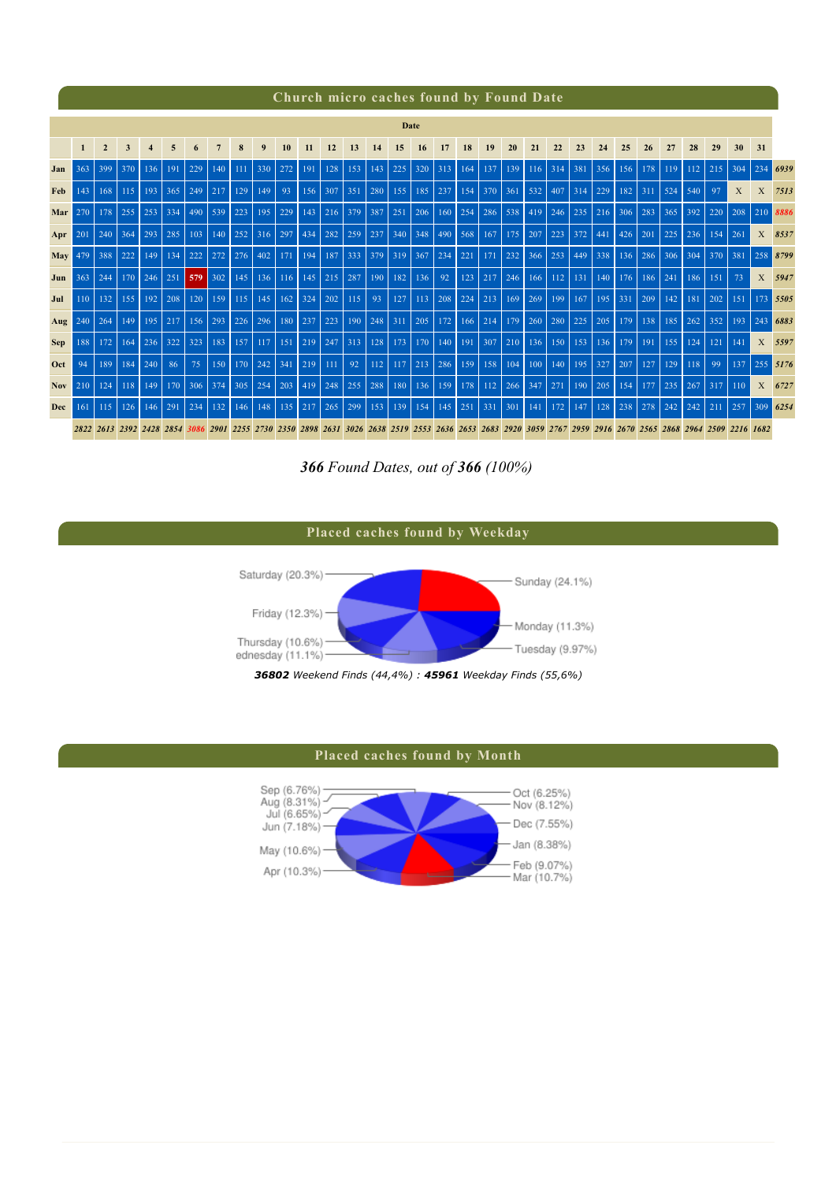## Church micro caches found by Found Date

| | Date | | | | | | | | | | | | | | | | | | | | | | | | | | | | | | | |
|---|---|---|---|---|---|---|---|---|---|---|---|---|---|---|---|---|---|---|---|---|---|---|---|---|---|---|---|---|---|---|---|---|
| | 1 | 2 | 3 | 4 | 5 | 6 | 7 | 8 | 9 | 10 | 11 | 12 | 13 | 14 | 15 | 16 | 17 | 18 | 19 | 20 | 21 | 22 | 23 | 24 | 25 | 26 | 27 | 28 | 29 | 30 | 31 | |
| Jan | 363 | 399 | 370 | 136 | 191 | 229 | 140 | 111 | 330 | 272 | 191 | 128 | 153 | 143 | 225 | 320 | 313 | 164 | 137 | 139 | 116 | 314 | 381 | 356 | 156 | 178 | 119 | 112 | 215 | 304 | 234 | *6939* |
| Feb | 143 | 168 | 115 | 193 | 365 | 249 | 217 | 129 | 149 | 93 | 156 | 307 | 351 | 280 | 155 | 185 | 237 | 154 | 370 | 361 | 532 | 407 | 314 | 229 | 182 | 311 | 524 | 540 | 97 | X | X | *7513* |
| Mar | 270 | 178 | 255 | 253 | 334 | 490 | 539 | 223 | 195 | 229 | 143 | 216 | 379 | 387 | 251 | 206 | 160 | 254 | 286 | 538 | 419 | 246 | 235 | 216 | 306 | 283 | 365 | 392 | 220 | 208 | 210 | *8886* |
| Apr | 201 | 240 | 364 | 293 | 285 | 103 | 140 | 252 | 316 | 297 | 434 | 282 | 259 | 237 | 340 | 348 | 490 | 568 | 167 | 175 | 207 | 223 | 372 | 441 | 426 | 201 | 225 | 236 | 154 | 261 | X | *8537* |
| May | 479 | 388 | 222 | 149 | 134 | 222 | 272 | 276 | 402 | 171 | 194 | 187 | 333 | 379 | 319 | 367 | 234 | 221 | 171 | 232 | 366 | 253 | 449 | 338 | 136 | 286 | 306 | 304 | 370 | 381 | 258 | *8799* |
| Jun | 363 | 244 | 170 | 246 | 251 | 579 | 302 | 145 | 136 | 116 | 145 | 215 | 287 | 190 | 182 | 136 | 92 | 123 | 217 | 246 | 166 | 112 | 131 | 140 | 176 | 186 | 241 | 186 | 151 | 73 | X | *5947* |
| Jul | 110 | 132 | 155 | 192 | 208 | 120 | 159 | 115 | 145 | 162 | 324 | 202 | 115 | 93 | 127 | 113 | 208 | 224 | 213 | 169 | 269 | 199 | 167 | 195 | 331 | 209 | 142 | 181 | 202 | 151 | 173 | *5505* |
| Aug | 240 | 264 | 149 | 195 | 217 | 156 | 293 | 226 | 296 | 180 | 237 | 223 | 190 | 248 | 311 | 205 | 172 | 166 | 214 | 179 | 260 | 280 | 225 | 205 | 179 | 138 | 185 | 262 | 352 | 193 | 243 | *6883* |
| Sep | 188 | 172 | 164 | 236 | 322 | 323 | 183 | 157 | 117 | 151 | 219 | 247 | 313 | 128 | 173 | 170 | 140 | 191 | 307 | 210 | 136 | 150 | 153 | 136 | 179 | 191 | 155 | 124 | 121 | 141 | X | *5597* |
| Oct | 94 | 189 | 184 | 240 | 86 | 75 | 150 | 170 | 242 | 341 | 219 | 111 | 92 | 112 | 117 | 213 | 286 | 159 | 158 | 104 | 100 | 140 | 195 | 327 | 207 | 127 | 129 | 118 | 99 | 137 | 255 | *5176* |
| Nov | 210 | 124 | 118 | 149 | 170 | 306 | 374 | 305 | 254 | 203 | 419 | 248 | 255 | 288 | 180 | 136 | 159 | 178 | 112 | 266 | 347 | 271 | 190 | 205 | 154 | 177 | 235 | 267 | 317 | 110 | X | *6727* |
| Dec | 161 | 115 | 126 | 146 | 291 | 234 | 132 | 146 | 148 | 135 | 217 | 265 | 299 | 153 | 139 | 154 | 145 | 251 | 331 | 301 | 141 | 172 | 147 | 128 | 238 | 278 | 242 | 242 | 211 | 257 | 309 | *6254* |
| | *2822* | *2613* | *2392* | *2428* | *2854* | *3086* | *2901* | *2255* | *2730* | *2350* | *2898* | *2631* | *3026* | *2638* | *2519* | *2553* | *2636* | *2653* | *2683* | *2920* | *3059* | *2767* | *2959* | *2916* | *2670* | *2565* | *2868* | *2964* | *2509* | *2216* | *1682* | |

*366 Found Dates, out of 366 (100%)*

## Placed caches found by Weekday

Saturday (20.3%), Sunday (24.1%), Friday (12.3%), Monday (11.3%), Thursday (10.6%), Tuesday (9.97%), Wednesday (11.1%)

**36802** *Weekend Finds (44,4%) :* **45961** *Weekday Finds (55,6%)*

## Placed caches found by Month

Sep (6.76%), Aug (8.31%), Jul (6.65%), Jun (7.18%), May (10.6%), Apr (10.3%), Oct (6.25%), Nov (8.12%), Dec (7.55%), Jan (8.38%), Feb (9.07%), Mar (10.7%)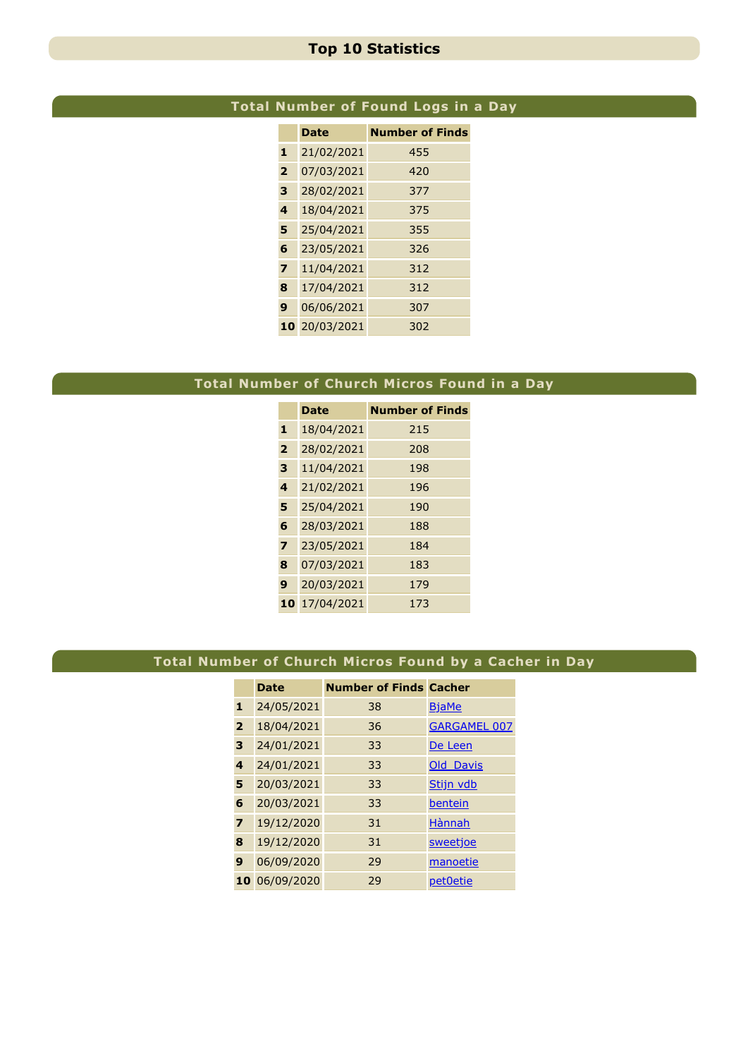# Top 10 Statistics

## Total Number of Found Logs in a Day

| | Date | Number of Finds |
|---|---|---|
| 1 | 21/02/2021 | 455 |
| 2 | 07/03/2021 | 420 |
| 3 | 28/02/2021 | 377 |
| 4 | 18/04/2021 | 375 |
| 5 | 25/04/2021 | 355 |
| 6 | 23/05/2021 | 326 |
| 7 | 11/04/2021 | 312 |
| 8 | 17/04/2021 | 312 |
| 9 | 06/06/2021 | 307 |
| 10 | 20/03/2021 | 302 |

## Total Number of Church Micros Found in a Day

| | Date | Number of Finds |
|---|---|---|
| 1 | 18/04/2021 | 215 |
| 2 | 28/02/2021 | 208 |
| 3 | 11/04/2021 | 198 |
| 4 | 21/02/2021 | 196 |
| 5 | 25/04/2021 | 190 |
| 6 | 28/03/2021 | 188 |
| 7 | 23/05/2021 | 184 |
| 8 | 07/03/2021 | 183 |
| 9 | 20/03/2021 | 179 |
| 10 | 17/04/2021 | 173 |

## Total Number of Church Micros Found by a Cacher in Day

| | Date | Number of Finds | Cacher |
|---|---|---|---|
| 1 | 24/05/2021 | 38 | BjaMe |
| 2 | 18/04/2021 | 36 | GARGAMEL 007 |
| 3 | 24/01/2021 | 33 | De Leen |
| 4 | 24/01/2021 | 33 | Old_Davis |
| 5 | 20/03/2021 | 33 | Stijn vdb |
| 6 | 20/03/2021 | 33 | bentein |
| 7 | 19/12/2020 | 31 | Hànnah |
| 8 | 19/12/2020 | 31 | sweetjoe |
| 9 | 06/09/2020 | 29 | manoetie |
| 10 | 06/09/2020 | 29 | pet0etie |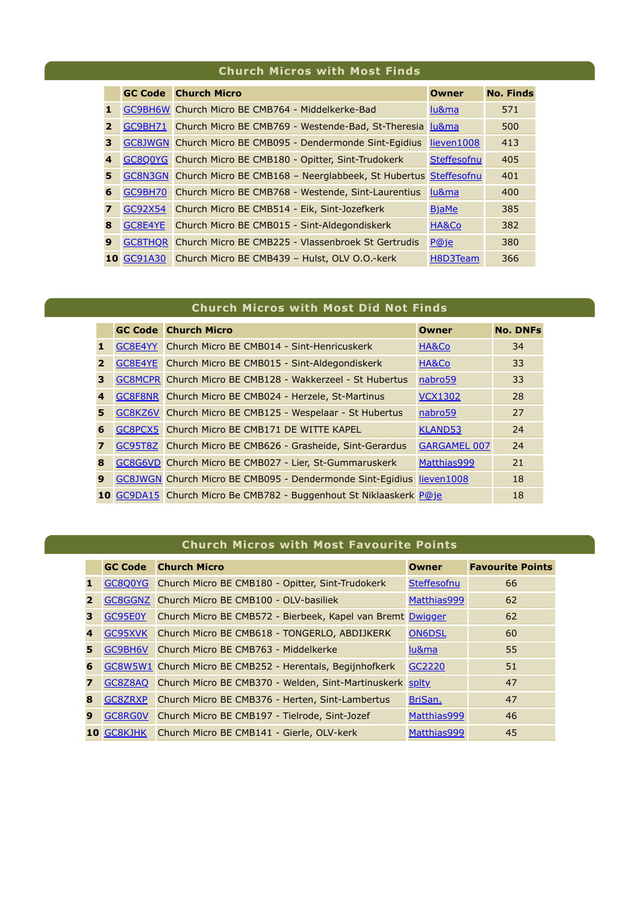## Church Micros with Most Finds

| | GC Code | Church Micro | Owner | No. Finds |
|---|---|---|---|---|
| 1 | GC9BH6W | Church Micro BE CMB764 - Middelkerke-Bad | lu&ma | 571 |
| 2 | GC9BH71 | Church Micro BE CMB769 - Westende-Bad, St-Theresia | lu&ma | 500 |
| 3 | GC8JWGN | Church Micro BE CMB095 - Dendermonde Sint-Egidius | lieven1008 | 413 |
| 4 | GC8Q0YG | Church Micro BE CMB180 - Opitter, Sint-Trudokerk | Steffesofnu | 405 |
| 5 | GC8N3GN | Church Micro BE CMB168 – Neerglabbeek, St Hubertus | Steffesofnu | 401 |
| 6 | GC9BH70 | Church Micro BE CMB768 - Westende, Sint-Laurentius | lu&ma | 400 |
| 7 | GC92X54 | Church Micro BE CMB514 - Eik, Sint-Jozefkerk | BjaMe | 385 |
| 8 | GC8E4YE | Church Micro BE CMB015 - Sint-Aldegondiskerk | HA&Co | 382 |
| 9 | GC8THQR | Church Micro BE CMB225 - Vlassenbroek St Gertrudis | P@je | 380 |
| 10 | GC91A30 | Church Micro BE CMB439 – Hulst, OLV O.O.-kerk | H8D3Team | 366 |

## Church Micros with Most Did Not Finds

| | GC Code | Church Micro | Owner | No. DNFs |
|---|---|---|---|---|
| 1 | GC8E4YY | Church Micro BE CMB014 - Sint-Henricuskerk | HA&Co | 34 |
| 2 | GC8E4YE | Church Micro BE CMB015 - Sint-Aldegondiskerk | HA&Co | 33 |
| 3 | GC8MCPR | Church Micro BE CMB128 - Wakkerzeel - St Hubertus | nabro59 | 33 |
| 4 | GC8F8NR | Church Micro BE CMB024 - Herzele, St-Martinus | VCX1302 | 28 |
| 5 | GC8KZ6V | Church Micro BE CMB125 - Wespelaar - St Hubertus | nabro59 | 27 |
| 6 | GC8PCX5 | Church Micro BE CMB171 DE WITTE KAPEL | KLAND53 | 24 |
| 7 | GC95T8Z | Church Micro BE CMB626 - Grasheide, Sint-Gerardus | GARGAMEL 007 | 24 |
| 8 | GC8G6VD | Church Micro BE CMB027 - Lier, St-Gummaruskerk | Matthias999 | 21 |
| 9 | GC8JWGN | Church Micro BE CMB095 - Dendermonde Sint-Egidius | lieven1008 | 18 |
| 10 | GC9DA15 | Church Micro Be CMB782 - Buggenhout St Niklaaskerk | P@je | 18 |

## Church Micros with Most Favourite Points

| | GC Code | Church Micro | Owner | Favourite Points |
|---|---|---|---|---|
| 1 | GC8Q0YG | Church Micro BE CMB180 - Opitter, Sint-Trudokerk | Steffesofnu | 66 |
| 2 | GC8GGNZ | Church Micro BE CMB100 - OLV-basiliek | Matthias999 | 62 |
| 3 | GC95E0Y | Church Micro BE CMB572 - Bierbeek, Kapel van Bremt | Dwigger | 62 |
| 4 | GC95XVK | Church Micro BE CMB618 - TONGERLO, ABDIJKERK | ON6DSL | 60 |
| 5 | GC9BH6V | Church Micro BE CMB763 - Middelkerke | lu&ma | 55 |
| 6 | GC8W5W1 | Church Micro BE CMB252 - Herentals, Begijnhofkerk | GC2220 | 51 |
| 7 | GC8Z8AQ | Church Micro BE CMB370 - Welden, Sint-Martinuskerk | splty | 47 |
| 8 | GC8ZRXP | Church Micro BE CMB376 - Herten, Sint-Lambertus | BriSan. | 47 |
| 9 | GC8RG0V | Church Micro BE CMB197 - Tielrode, Sint-Jozef | Matthias999 | 46 |
| 10 | GC8KJHK | Church Micro BE CMB141 - Gierle, OLV-kerk | Matthias999 | 45 |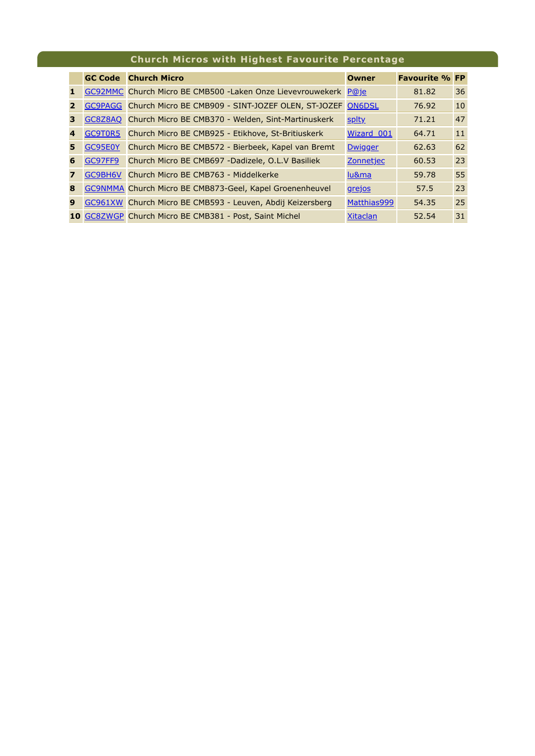## Church Micros with Highest Favourite Percentage

| | GC Code | Church Micro | Owner | Favourite % | FP |
|---|---|---|---|---|---|
| **1** | GC92MMC | Church Micro BE CMB500 -Laken Onze Lievevrouwekerk | P@je | 81.82 | 36 |
| **2** | GC9PAGG | Church Micro BE CMB909 - SINT-JOZEF OLEN, ST-JOZEF | ON6DSL | 76.92 | 10 |
| **3** | GC8Z8AQ | Church Micro BE CMB370 - Welden, Sint-Martinuskerk | splty | 71.21 | 47 |
| **4** | GC9T0R5 | Church Micro BE CMB925 - Etikhove, St-Britiuskerk | Wizard_001 | 64.71 | 11 |
| **5** | GC95E0Y | Church Micro BE CMB572 - Bierbeek, Kapel van Bremt | Dwigger | 62.63 | 62 |
| **6** | GC97FF9 | Church Micro BE CMB697 -Dadizele, O.L.V Basiliek | Zonnetjec | 60.53 | 23 |
| **7** | GC9BH6V | Church Micro BE CMB763 - Middelkerke | lu&ma | 59.78 | 55 |
| **8** | GC9NMMA | Church Micro BE CMB873-Geel, Kapel Groenenheuvel | grejos | 57.5 | 23 |
| **9** | GC961XW | Church Micro BE CMB593 - Leuven, Abdij Keizersberg | Matthias999 | 54.35 | 25 |
| **10** | GC8ZWGP | Church Micro BE CMB381 - Post, Saint Michel | Xitaclan | 52.54 | 31 |